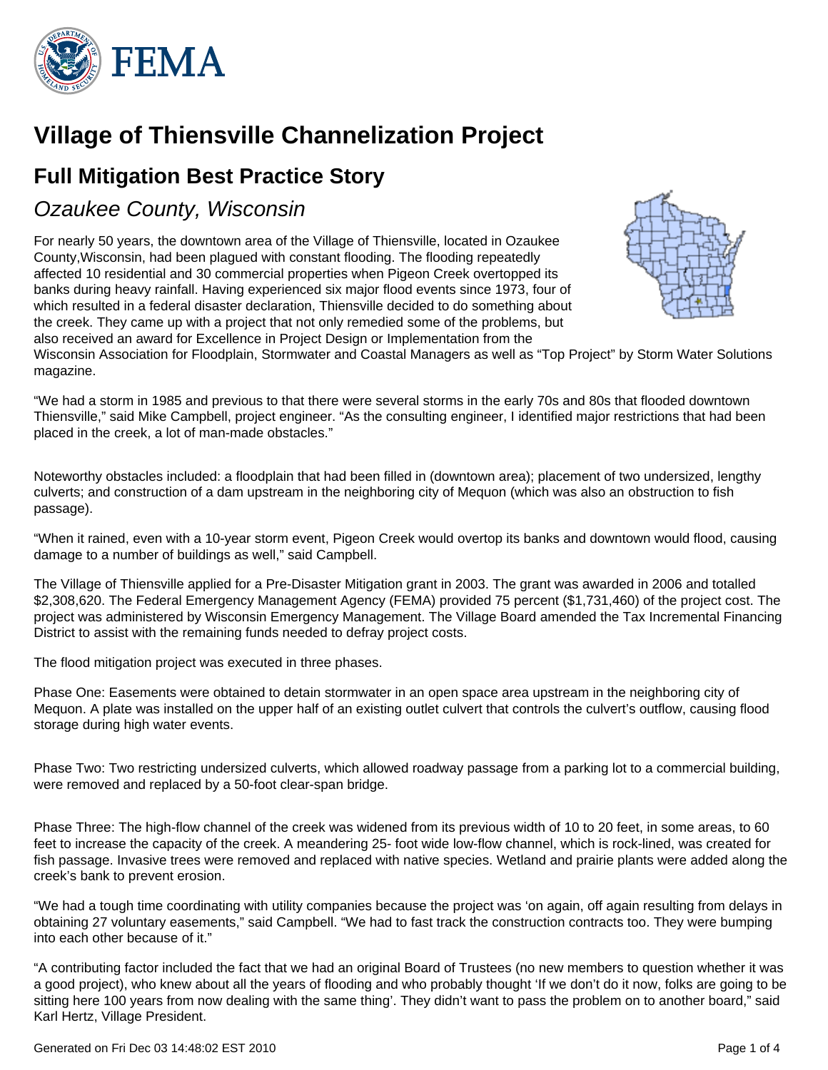# Village of Thiensville Channelization Project

## Full Mitigation Best Practice Story

### *Ozaukee County, Wisconsin*

For nearly 50 years, the downtown area of the Village of Thiensville, located in Ozaukee County,Wisconsin, had been plagued with constant flooding. The flooding repeatedly affected 10 residential and 30 commercial properties when Pigeon Creek overtopped its banks during heavy rainfall. Having experienced six major flood events since 1973, four of which resulted in a federal disaster declaration, Thiensville decided to do something about the creek. They came up with a project that not only remedied some of the problems, but also received an award for Excellence in Project Design or Implementation from the Wisconsin Association for Floodplain, Stormwater and Coastal Managers as well as "Top Project" by Storm Water Solutions magazine.

"We had a storm in 1985 and previous to that there were several storms in the early 70s and 80s that flooded downtown Thiensville," said Mike Campbell, project engineer. "As the consulting engineer, I identified major restrictions that had been placed in the creek, a lot of man-made obstacles."

Noteworthy obstacles included: a floodplain that had been filled in (downtown area); placement of two undersized, lengthy culverts; and construction of a dam upstream in the neighboring city of Mequon (which was also an obstruction to fish passage).

"When it rained, even with a 10-year storm event, Pigeon Creek would overtop its banks and downtown would flood, causing damage to a number of buildings as well," said Campbell.

The Village of Thiensville applied for a Pre-Disaster Mitigation grant in 2003. The grant was awarded in 2006 and totalled $2,308,620. The Federal Emergency Management Agency (FEMA) provided 75 percent ($1,731,460) of the project cost. The project was administered by Wisconsin Emergency Management. The Village Board amended the Tax Incremental Financing District to assist with the remaining funds needed to defray project costs.

The flood mitigation project was executed in three phases.

Phase One: Easements were obtained to detain stormwater in an open space area upstream in the neighboring city of Mequon. A plate was installed on the upper half of an existing outlet culvert that controls the culvert's outflow, causing flood storage during high water events.

Phase Two: Two restricting undersized culverts, which allowed roadway passage from a parking lot to a commercial building, were removed and replaced by a 50-foot clear-span bridge.

Phase Three: The high-flow channel of the creek was widened from its previous width of 10 to 20 feet, in some areas, to 60 feet to increase the capacity of the creek. A meandering 25- foot wide low-flow channel, which is rock-lined, was created for fish passage. Invasive trees were removed and replaced with native species. Wetland and prairie plants were added along the creek's bank to prevent erosion.

"We had a tough time coordinating with utility companies because the project was 'on again, off again resulting from delays in obtaining 27 voluntary easements," said Campbell. "We had to fast track the construction contracts too. They were bumping into each other because of it."

"A contributing factor included the fact that we had an original Board of Trustees (no new members to question whether it was a good project), who knew about all the years of flooding and who probably thought 'If we don't do it now, folks are going to be sitting here 100 years from now dealing with the same thing'. They didn't want to pass the problem on to another board," said Karl Hertz, Village President.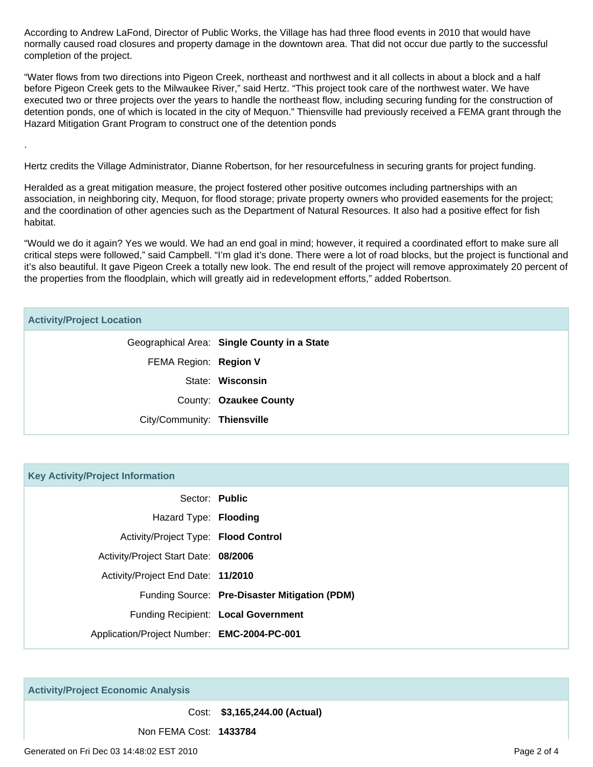According to Andrew LaFond, Director of Public Works, the Village has had three flood events in 2010 that would have normally caused road closures and property damage in the downtown area. That did not occur due partly to the successful completion of the project.

“Water flows from two directions into Pigeon Creek, northeast and northwest and it all collects in about a block and a half before Pigeon Creek gets to the Milwaukee River,” said Hertz. “This project took care of the northwest water. We have executed two or three projects over the years to handle the northeast flow, including securing funding for the construction of detention ponds, one of which is located in the city of Mequon.” Thiensville had previously received a FEMA grant through the Hazard Mitigation Grant Program to construct one of the detention ponds

.

Hertz credits the Village Administrator, Dianne Robertson, for her resourcefulness in securing grants for project funding.

Heralded as a great mitigation measure, the project fostered other positive outcomes including partnerships with an association, in neighboring city, Mequon, for flood storage; private property owners who provided easements for the project; and the coordination of other agencies such as the Department of Natural Resources. It also had a positive effect for fish habitat.

“Would we do it again? Yes we would. We had an end goal in mind; however, it required a coordinated effort to make sure all critical steps were followed,” said Campbell. “I’m glad it’s done. There were a lot of road blocks, but the project is functional and it’s also beautiful. It gave Pigeon Creek a totally new look. The end result of the project will remove approximately 20 percent of the properties from the floodplain, which will greatly aid in redevelopment efforts,” added Robertson.

## Activity/Project Location

| | |
|---|---|
| Geographical Area: | **Single County in a State** |
| FEMA Region: | **Region V** |
| State: | **Wisconsin** |
| County: | **Ozaukee County** |
| City/Community: | **Thiensville** |

## Key Activity/Project Information

| | |
|---|---|
| Sector: | **Public** |
| Hazard Type: | **Flooding** |
| Activity/Project Type: | **Flood Control** |
| Activity/Project Start Date: | **08/2006** |
| Activity/Project End Date: | **11/2010** |
| Funding Source: | **Pre-Disaster Mitigation (PDM)** |
| Funding Recipient: | **Local Government** |
| Application/Project Number: | **EMC-2004-PC-001** |

## Activity/Project Economic Analysis

| | |
|---|---|
| Cost: | **$3,165,244.00 (Actual)** |
| Non FEMA Cost: | **1433784** |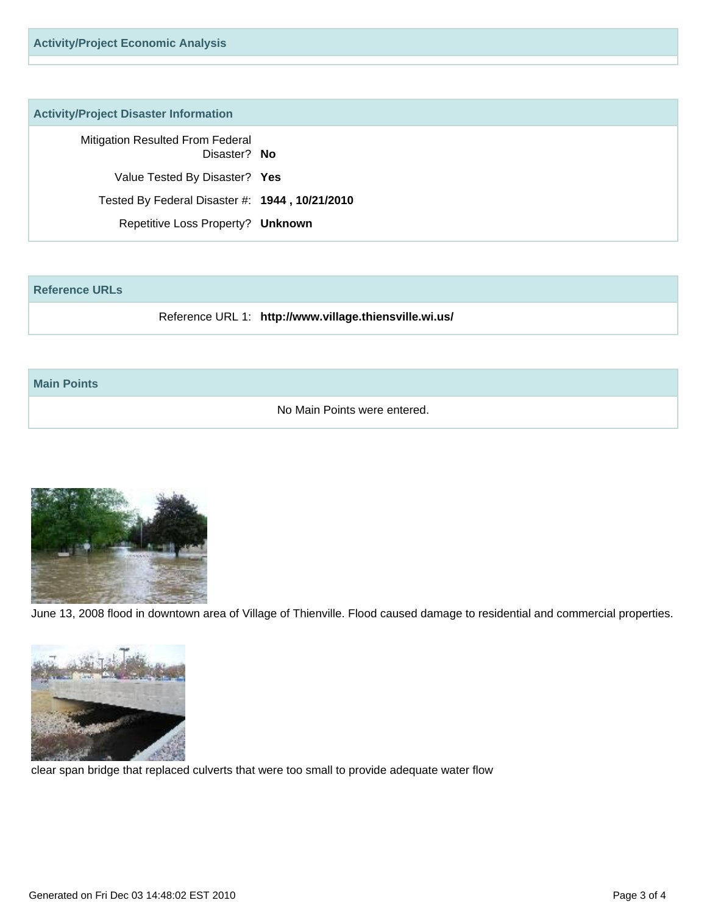## Activity/Project Economic Analysis

## Activity/Project Disaster Information

Mitigation Resulted From Federal Disaster? **No**

Value Tested By Disaster? **Yes**

Tested By Federal Disaster #: **1944 , 10/21/2010**

Repetitive Loss Property? **Unknown**

## Reference URLs

Reference URL 1: **http://www.village.thiensville.wi.us/**

## Main Points

No Main Points were entered.

June 13, 2008 flood in downtown area of Village of Thienville. Flood caused damage to residential and commercial properties.

clear span bridge that replaced culverts that were too small to provide adequate water flow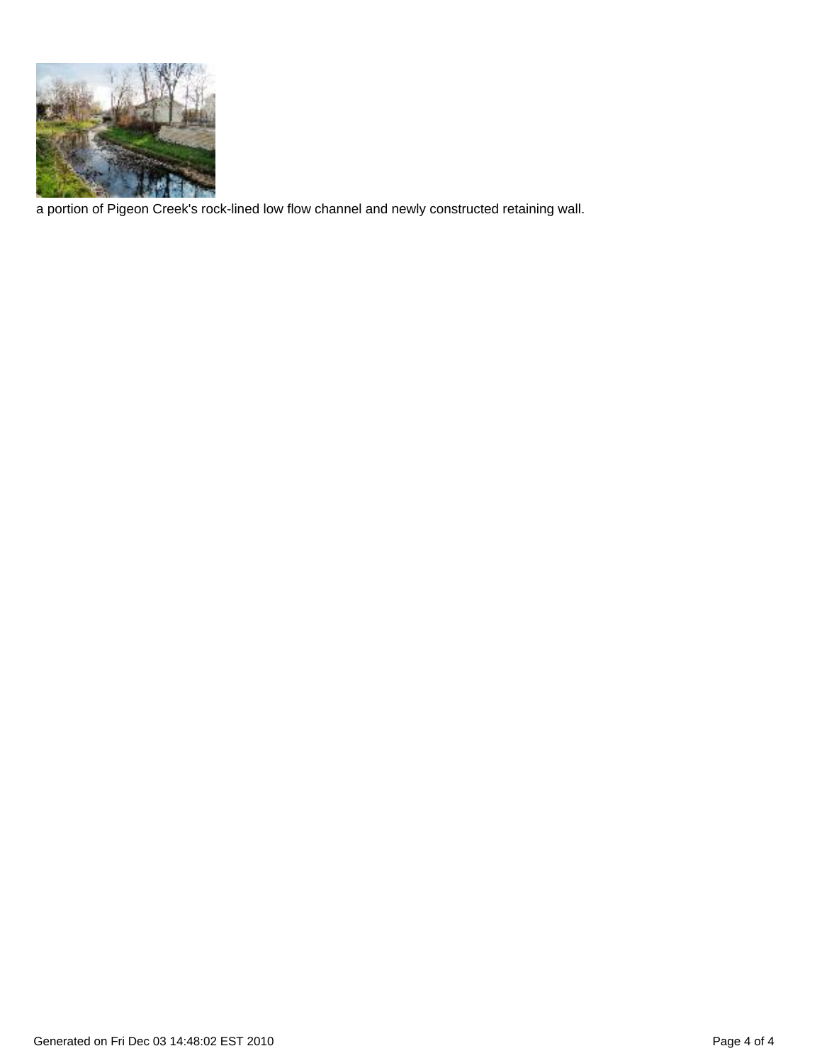a portion of Pigeon Creek's rock-lined low flow channel and newly constructed retaining wall.